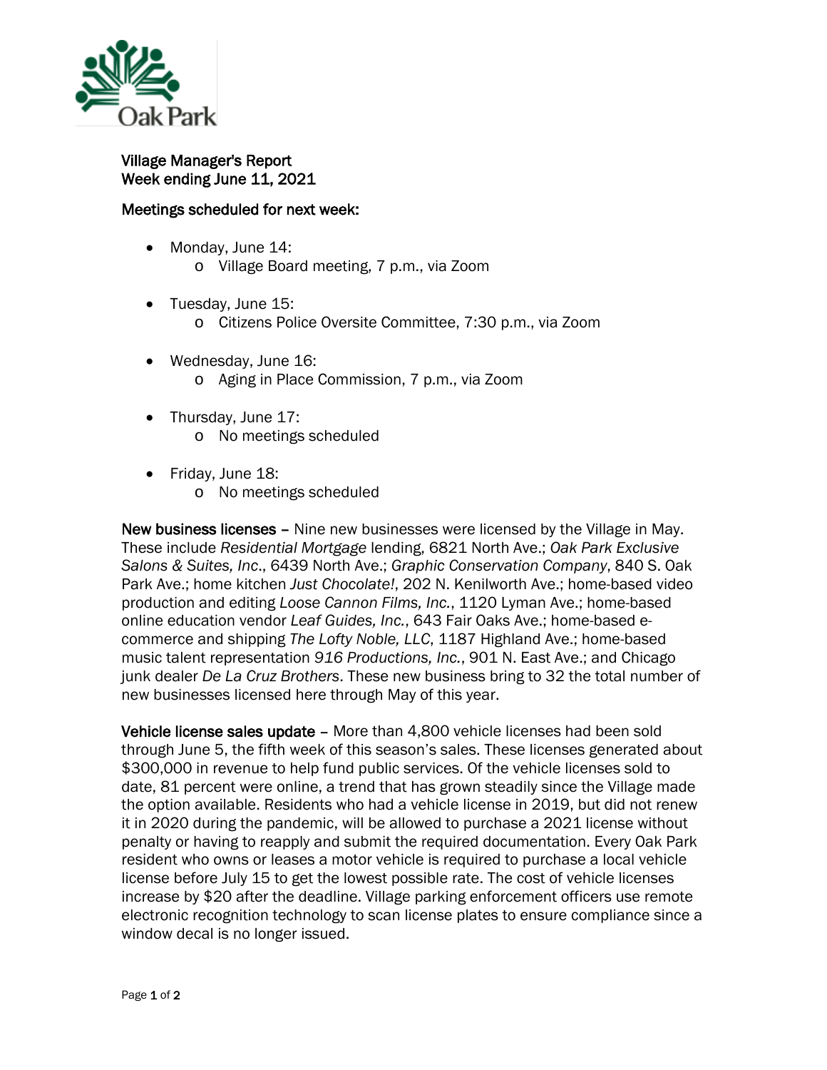Village Manager's Report
Week ending June 11, 2021

Meetings scheduled for next week:

- Monday, June 14:
  - Village Board meeting, 7 p.m., via Zoom
- Tuesday, June 15:
  - Citizens Police Oversite Committee, 7:30 p.m., via Zoom
- Wednesday, June 16:
  - Aging in Place Commission, 7 p.m., via Zoom
- Thursday, June 17:
  - No meetings scheduled
- Friday, June 18:
  - No meetings scheduled

**New business licenses** – Nine new businesses were licensed by the Village in May. These include *Residential Mortgage* lending, 6821 North Ave.; *Oak Park Exclusive Salons & Suites, Inc*., 6439 North Ave.; *Graphic Conservation Company*, 840 S. Oak Park Ave.; home kitchen *Just Chocolate!*, 202 N. Kenilworth Ave.; home-based video production and editing *Loose Cannon Films, Inc.*, 1120 Lyman Ave.; home-based online education vendor *Leaf Guides, Inc.*, 643 Fair Oaks Ave.; home-based e-commerce and shipping *The Lofty Noble, LLC*, 1187 Highland Ave.; home-based music talent representation *916 Productions, Inc.*, 901 N. East Ave.; and Chicago junk dealer *De La Cruz Brothers*. These new business bring to 32 the total number of new businesses licensed here through May of this year.

**Vehicle license sales update** – More than 4,800 vehicle licenses had been sold through June 5, the fifth week of this season's sales. These licenses generated about $300,000 in revenue to help fund public services. Of the vehicle licenses sold to date, 81 percent were online, a trend that has grown steadily since the Village made the option available. Residents who had a vehicle license in 2019, but did not renew it in 2020 during the pandemic, will be allowed to purchase a 2021 license without penalty or having to reapply and submit the required documentation. Every Oak Park resident who owns or leases a motor vehicle is required to purchase a local vehicle license before July 15 to get the lowest possible rate. The cost of vehicle licenses increase by $20 after the deadline. Village parking enforcement officers use remote electronic recognition technology to scan license plates to ensure compliance since a window decal is no longer issued.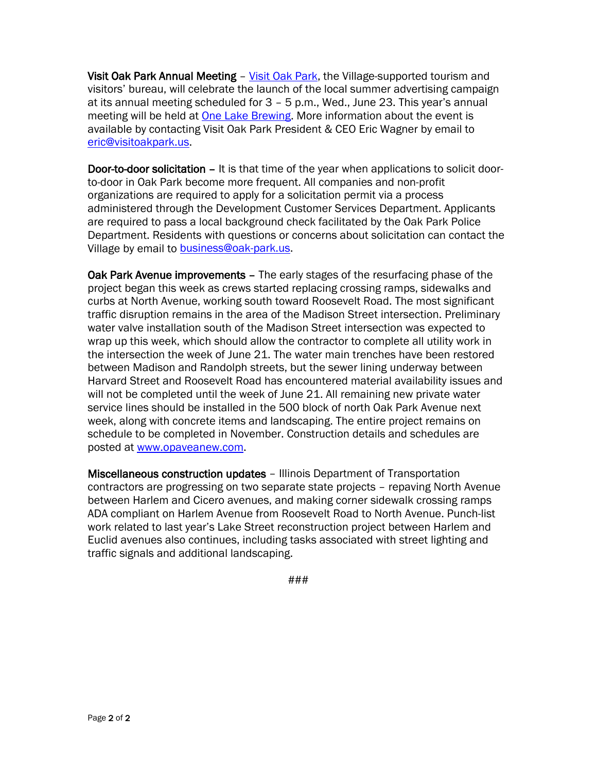**Visit Oak Park Annual Meeting** – [Visit Oak Park](), the Village-supported tourism and visitors' bureau, will celebrate the launch of the local summer advertising campaign at its annual meeting scheduled for 3 – 5 p.m., Wed., June 23. This year's annual meeting will be held at [One Lake Brewing](). More information about the event is available by contacting Visit Oak Park President & CEO Eric Wagner by email to eric@visitoakpark.us.

**Door-to-door solicitation** – It is that time of the year when applications to solicit door-to-door in Oak Park become more frequent. All companies and non-profit organizations are required to apply for a solicitation permit via a process administered through the Development Customer Services Department. Applicants are required to pass a local background check facilitated by the Oak Park Police Department. Residents with questions or concerns about solicitation can contact the Village by email to business@oak-park.us.

**Oak Park Avenue improvements** – The early stages of the resurfacing phase of the project began this week as crews started replacing crossing ramps, sidewalks and curbs at North Avenue, working south toward Roosevelt Road. The most significant traffic disruption remains in the area of the Madison Street intersection. Preliminary water valve installation south of the Madison Street intersection was expected to wrap up this week, which should allow the contractor to complete all utility work in the intersection the week of June 21. The water main trenches have been restored between Madison and Randolph streets, but the sewer lining underway between Harvard Street and Roosevelt Road has encountered material availability issues and will not be completed until the week of June 21. All remaining new private water service lines should be installed in the 500 block of north Oak Park Avenue next week, along with concrete items and landscaping. The entire project remains on schedule to be completed in November. Construction details and schedules are posted at www.opaveanew.com.

**Miscellaneous construction updates** – Illinois Department of Transportation contractors are progressing on two separate state projects – repaving North Avenue between Harlem and Cicero avenues, and making corner sidewalk crossing ramps ADA compliant on Harlem Avenue from Roosevelt Road to North Avenue. Punch-list work related to last year's Lake Street reconstruction project between Harlem and Euclid avenues also continues, including tasks associated with street lighting and traffic signals and additional landscaping.

###